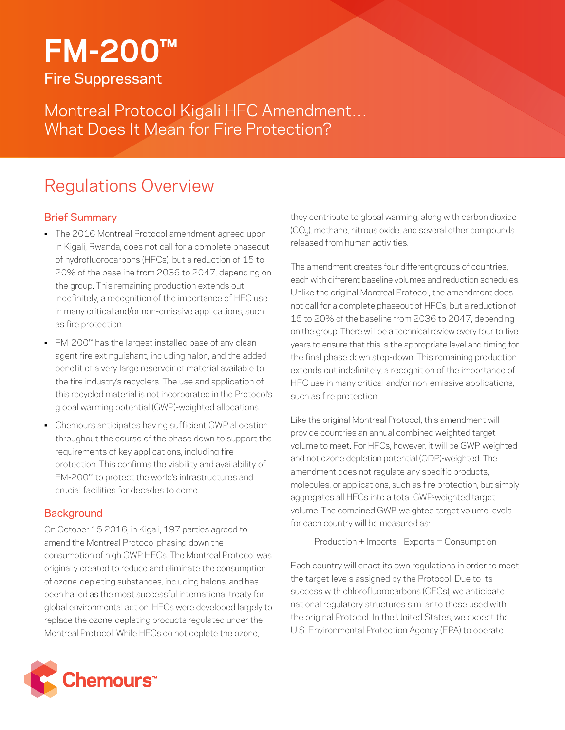# FM-200™

Fire Suppressant

Montreal Protocol Kigali HFC Amendment… What Does It Mean for Fire Protection?

## Regulations Overview

### Brief Summary

- The 2016 Montreal Protocol amendment agreed upon in Kigali, Rwanda, does not call for a complete phaseout of hydrofluorocarbons (HFCs), but a reduction of 15 to 20% of the baseline from 2036 to 2047, depending on the group. This remaining production extends out indefinitely, a recognition of the importance of HFC use in many critical and/or non-emissive applications, such as fire protection.
- FM-200™ has the largest installed base of any clean agent fire extinguishant, including halon, and the added benefit of a very large reservoir of material available to the fire industry's recyclers. The use and application of this recycled material is not incorporated in the Protocol's global warming potential (GWP)-weighted allocations.
- Chemours anticipates having sufficient GWP allocation throughout the course of the phase down to support the requirements of key applications, including fire protection. This confirms the viability and availability of FM-200™ to protect the world's infrastructures and crucial facilities for decades to come.

### Background

On October 15 2016, in Kigali, 197 parties agreed to amend the Montreal Protocol phasing down the consumption of high GWP HFCs. The Montreal Protocol was originally created to reduce and eliminate the consumption of ozone-depleting substances, including halons, and has been hailed as the most successful international treaty for global environmental action. HFCs were developed largely to replace the ozone-depleting products regulated under the Montreal Protocol. While HFCs do not deplete the ozone, they contribute to global warming, along with carbon dioxide ($CO_2$), methane, nitrous oxide, and several other compounds released from human activities.

The amendment creates four different groups of countries, each with different baseline volumes and reduction schedules. Unlike the original Montreal Protocol, the amendment does not call for a complete phaseout of HFCs, but a reduction of 15 to 20% of the baseline from 2036 to 2047, depending on the group. There will be a technical review every four to five years to ensure that this is the appropriate level and timing for the final phase down step-down. This remaining production extends out indefinitely, a recognition of the importance of HFC use in many critical and/or non-emissive applications, such as fire protection.

Like the original Montreal Protocol, this amendment will provide countries an annual combined weighted target volume to meet. For HFCs, however, it will be GWP-weighted and not ozone depletion potential (ODP)-weighted. The amendment does not regulate any specific products, molecules, or applications, such as fire protection, but simply aggregates all HFCs into a total GWP-weighted target volume. The combined GWP-weighted target volume levels for each country will be measured as:

Production + Imports - Exports = Consumption

Each country will enact its own regulations in order to meet the target levels assigned by the Protocol. Due to its success with chlorofluorocarbons (CFCs), we anticipate national regulatory structures similar to those used with the original Protocol. In the United States, we expect the U.S. Environmental Protection Agency (EPA) to operate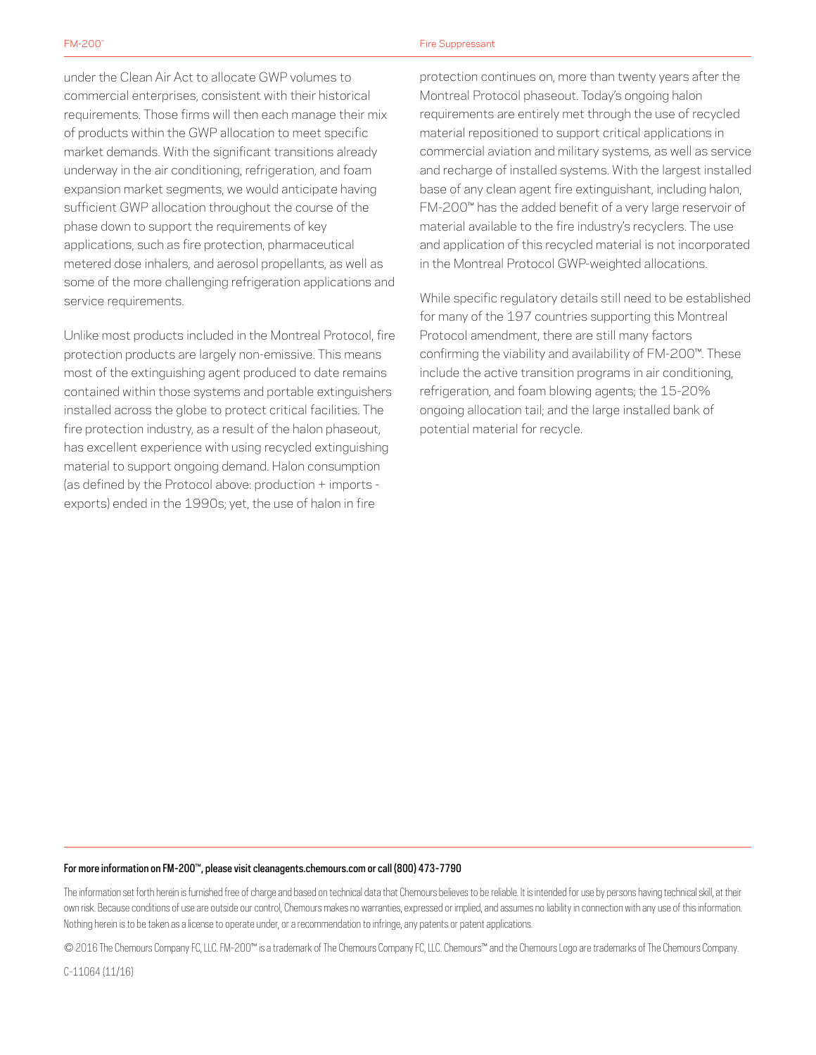under the Clean Air Act to allocate GWP volumes to commercial enterprises, consistent with their historical requirements. Those firms will then each manage their mix of products within the GWP allocation to meet specific market demands. With the significant transitions already underway in the air conditioning, refrigeration, and foam expansion market segments, we would anticipate having sufficient GWP allocation throughout the course of the phase down to support the requirements of key applications, such as fire protection, pharmaceutical metered dose inhalers, and aerosol propellants, as well as some of the more challenging refrigeration applications and service requirements.

Unlike most products included in the Montreal Protocol, fire protection products are largely non-emissive. This means most of the extinguishing agent produced to date remains contained within those systems and portable extinguishers installed across the globe to protect critical facilities. The fire protection industry, as a result of the halon phaseout, has excellent experience with using recycled extinguishing material to support ongoing demand. Halon consumption (as defined by the Protocol above: production + imports - exports) ended in the 1990s; yet, the use of halon in fire protection continues on, more than twenty years after the Montreal Protocol phaseout. Today's ongoing halon requirements are entirely met through the use of recycled material repositioned to support critical applications in commercial aviation and military systems, as well as service and recharge of installed systems. With the largest installed base of any clean agent fire extinguishant, including halon, FM-200™ has the added benefit of a very large reservoir of material available to the fire industry's recyclers. The use and application of this recycled material is not incorporated in the Montreal Protocol GWP-weighted allocations.

While specific regulatory details still need to be established for many of the 197 countries supporting this Montreal Protocol amendment, there are still many factors confirming the viability and availability of FM-200™. These include the active transition programs in air conditioning, refrigeration, and foam blowing agents; the 15-20% ongoing allocation tail; and the large installed bank of potential material for recycle.

**For more information on FM-200™, please visit cleanagents.chemours.com or call (800) 473-7790**

The information set forth herein is furnished free of charge and based on technical data that Chemours believes to be reliable. It is intended for use by persons having technical skill, at their own risk. Because conditions of use are outside our control, Chemours makes no warranties, expressed or implied, and assumes no liability in connection with any use of this information. Nothing herein is to be taken as a license to operate under, or a recommendation to infringe, any patents or patent applications.

© 2016 The Chemours Company FC, LLC. FM-200™ is a trademark of The Chemours Company FC, LLC. Chemours™ and the Chemours Logo are trademarks of The Chemours Company.

C-11064 (11/16)